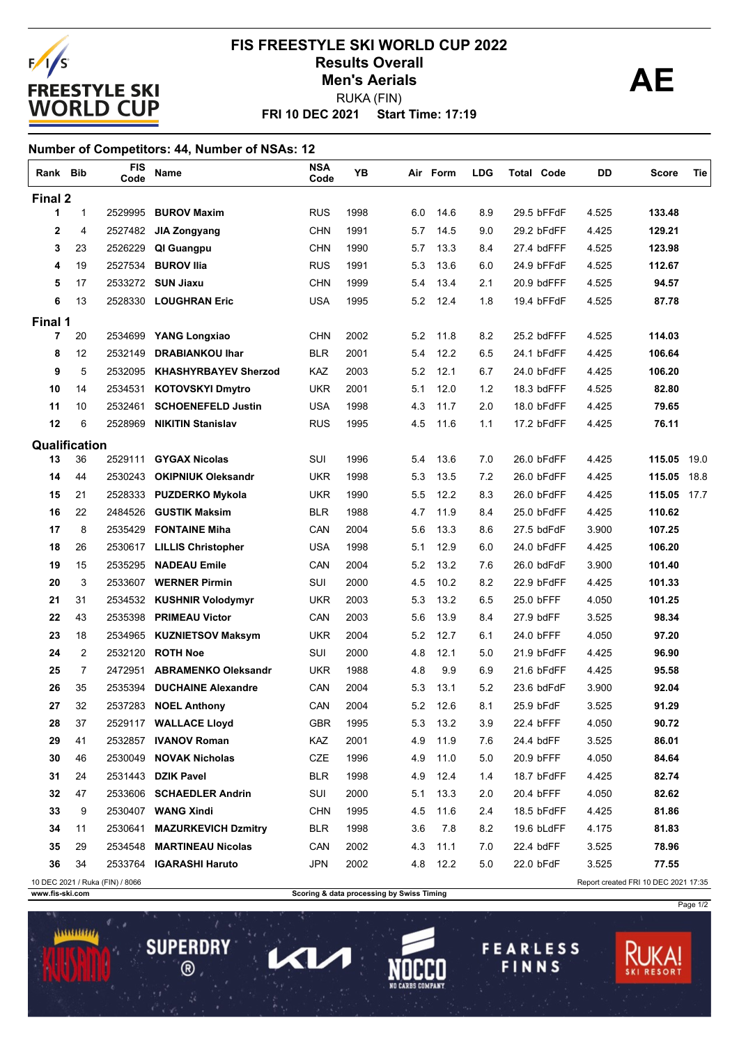# FIS FREESTYLE SKI WORLD CUP 2022

## Results Overall

## Men's Aerials

**AE**

RUKA (FIN)

**FRI 10 DEC 2021 Start Time: 17:19**

**Number of Competitors: 44, Number of NSAs: 12**

| Rank | Bib | FIS Code | Name | NSA Code | YB | Air | Form | LDG | Total | Code | DD | Score | Tie |
|---|---|---|---|---|---|---|---|---|---|---|---|---|---|
| **Final 2** | | | | | | | | | | | | | |
| 1 | 1 | 2529995 | **BUROV Maxim** | RUS | 1998 | 6.0 | 14.6 | 8.9 | 29.5 | bFFdF | 4.525 | **133.48** | |
| 2 | 4 | 2527482 | **JIA Zongyang** | CHN | 1991 | 5.7 | 14.5 | 9.0 | 29.2 | bFdFF | 4.425 | **129.21** | |
| 3 | 23 | 2526229 | **QI Guangpu** | CHN | 1990 | 5.7 | 13.3 | 8.4 | 27.4 | bdFFF | 4.525 | **123.98** | |
| 4 | 19 | 2527534 | **BUROV Ilia** | RUS | 1991 | 5.3 | 13.6 | 6.0 | 24.9 | bFFdF | 4.525 | **112.67** | |
| 5 | 17 | 2533272 | **SUN Jiaxu** | CHN | 1999 | 5.4 | 13.4 | 2.1 | 20.9 | bdFFF | 4.525 | **94.57** | |
| 6 | 13 | 2528330 | **LOUGHRAN Eric** | USA | 1995 | 5.2 | 12.4 | 1.8 | 19.4 | bFFdF | 4.525 | **87.78** | |
| **Final 1** | | | | | | | | | | | | | |
| 7 | 20 | 2534699 | **YANG Longxiao** | CHN | 2002 | 5.2 | 11.8 | 8.2 | 25.2 | bdFFF | 4.525 | **114.03** | |
| 8 | 12 | 2532149 | **DRABIANKOU Ihar** | BLR | 2001 | 5.4 | 12.2 | 6.5 | 24.1 | bFdFF | 4.425 | **106.64** | |
| 9 | 5 | 2532095 | **KHASHYRBAYEV Sherzod** | KAZ | 2003 | 5.2 | 12.1 | 6.7 | 24.0 | bFdFF | 4.425 | **106.20** | |
| 10 | 14 | 2534531 | **KOTOVSKYI Dmytro** | UKR | 2001 | 5.1 | 12.0 | 1.2 | 18.3 | bdFFF | 4.525 | **82.80** | |
| 11 | 10 | 2532461 | **SCHOENEFELD Justin** | USA | 1998 | 4.3 | 11.7 | 2.0 | 18.0 | bFdFF | 4.425 | **79.65** | |
| 12 | 6 | 2528969 | **NIKITIN Stanislav** | RUS | 1995 | 4.5 | 11.6 | 1.1 | 17.2 | bFdFF | 4.425 | **76.11** | |
| **Qualification** | | | | | | | | | | | | | |
| 13 | 36 | 2529111 | **GYGAX Nicolas** | SUI | 1996 | 5.4 | 13.6 | 7.0 | 26.0 | bFdFF | 4.425 | **115.05** | 19.0 |
| 14 | 44 | 2530243 | **OKIPNIUK Oleksandr** | UKR | 1998 | 5.3 | 13.5 | 7.2 | 26.0 | bFdFF | 4.425 | **115.05** | 18.8 |
| 15 | 21 | 2528333 | **PUZDERKO Mykola** | UKR | 1990 | 5.5 | 12.2 | 8.3 | 26.0 | bFdFF | 4.425 | **115.05** | 17.7 |
| 16 | 22 | 2484526 | **GUSTIK Maksim** | BLR | 1988 | 4.7 | 11.9 | 8.4 | 25.0 | bFdFF | 4.425 | **110.62** | |
| 17 | 8 | 2535429 | **FONTAINE Miha** | CAN | 2004 | 5.6 | 13.3 | 8.6 | 27.5 | bdFdF | 3.900 | **107.25** | |
| 18 | 26 | 2530617 | **LILLIS Christopher** | USA | 1998 | 5.1 | 12.9 | 6.0 | 24.0 | bFdFF | 4.425 | **106.20** | |
| 19 | 15 | 2535295 | **NADEAU Emile** | CAN | 2004 | 5.2 | 13.2 | 7.6 | 26.0 | bdFdF | 3.900 | **101.40** | |
| 20 | 3 | 2533607 | **WERNER Pirmin** | SUI | 2000 | 4.5 | 10.2 | 8.2 | 22.9 | bFdFF | 4.425 | **101.33** | |
| 21 | 31 | 2534532 | **KUSHNIR Volodymyr** | UKR | 2003 | 5.3 | 13.2 | 6.5 | 25.0 | bFFF | 4.050 | **101.25** | |
| 22 | 43 | 2535398 | **PRIMEAU Victor** | CAN | 2003 | 5.6 | 13.9 | 8.4 | 27.9 | bdFF | 3.525 | **98.34** | |
| 23 | 18 | 2534965 | **KUZNIETSOV Maksym** | UKR | 2004 | 5.2 | 12.7 | 6.1 | 24.0 | bFFF | 4.050 | **97.20** | |
| 24 | 2 | 2532120 | **ROTH Noe** | SUI | 2000 | 4.8 | 12.1 | 5.0 | 21.9 | bFdFF | 4.425 | **96.90** | |
| 25 | 7 | 2472951 | **ABRAMENKO Oleksandr** | UKR | 1988 | 4.8 | 9.9 | 6.9 | 21.6 | bFdFF | 4.425 | **95.58** | |
| 26 | 35 | 2535394 | **DUCHAINE Alexandre** | CAN | 2004 | 5.3 | 13.1 | 5.2 | 23.6 | bdFdF | 3.900 | **92.04** | |
| 27 | 32 | 2537283 | **NOEL Anthony** | CAN | 2004 | 5.2 | 12.6 | 8.1 | 25.9 | bFdF | 3.525 | **91.29** | |
| 28 | 37 | 2529117 | **WALLACE Lloyd** | GBR | 1995 | 5.3 | 13.2 | 3.9 | 22.4 | bFFF | 4.050 | **90.72** | |
| 29 | 41 | 2532857 | **IVANOV Roman** | KAZ | 2001 | 4.9 | 11.9 | 7.6 | 24.4 | bdFF | 3.525 | **86.01** | |
| 30 | 46 | 2530049 | **NOVAK Nicholas** | CZE | 1996 | 4.9 | 11.0 | 5.0 | 20.9 | bFFF | 4.050 | **84.64** | |
| 31 | 24 | 2531443 | **DZIK Pavel** | BLR | 1998 | 4.9 | 12.4 | 1.4 | 18.7 | bFdFF | 4.425 | **82.74** | |
| 32 | 47 | 2533606 | **SCHAEDLER Andrin** | SUI | 2000 | 5.1 | 13.3 | 2.0 | 20.4 | bFFF | 4.050 | **82.62** | |
| 33 | 9 | 2530407 | **WANG Xindi** | CHN | 1995 | 4.5 | 11.6 | 2.4 | 18.5 | bFdFF | 4.425 | **81.86** | |
| 34 | 11 | 2530641 | **MAZURKEVICH Dzmitry** | BLR | 1998 | 3.6 | 7.8 | 8.2 | 19.6 | bLdFF | 4.175 | **81.83** | |
| 35 | 29 | 2534548 | **MARTINEAU Nicolas** | CAN | 2002 | 4.3 | 11.1 | 7.0 | 22.4 | bdFF | 3.525 | **78.96** | |
| 36 | 34 | 2533764 | **IGARASHI Haruto** | JPN | 2002 | 4.8 | 12.2 | 5.0 | 22.0 | bFdF | 3.525 | **77.55** | |

10 DEC 2021 / Ruka (FIN) / 8066

Report created FRI 10 DEC 2021 17:35

www.fis-ski.com

Scoring & data processing by Swiss Timing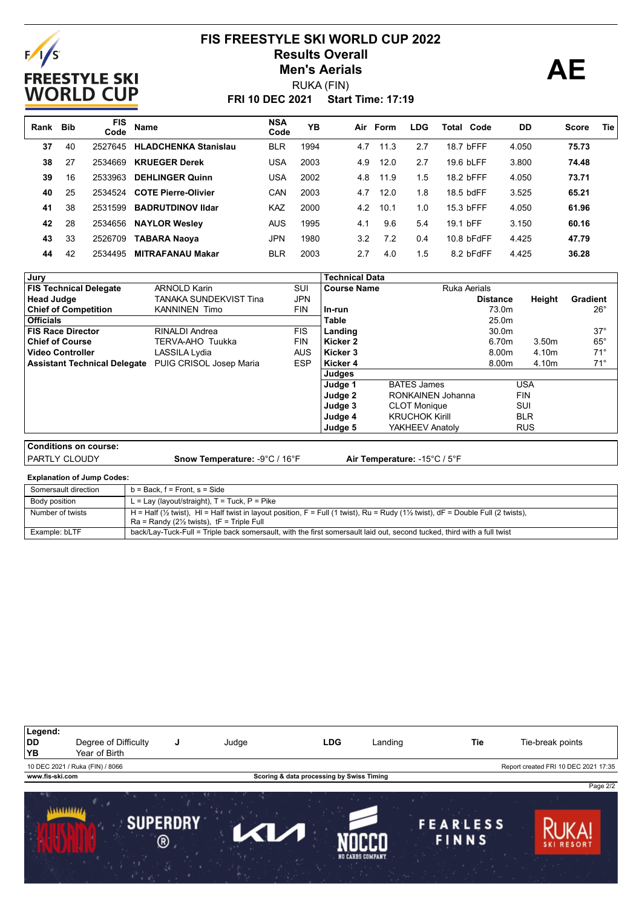# FIS FREESTYLE SKI WORLD CUP 2022

## Results Overall

## Men's Aerials

RUKA (FIN)

**FRI 10 DEC 2021 Start Time: 17:19**

**AE**

| Rank | Bib | FIS Code | Name | NSA Code | YB | Air | Form | LDG | Total | Code | DD | Score | Tie |
|---|---|---|---|---|---|---|---|---|---|---|---|---|---|
| 37 | 40 | 2527645 | **HLADCHENKA Stanislau** | BLR | 1994 | 4.7 | 11.3 | 2.7 | 18.7 | bFFF | 4.050 | **75.73** | |
| 38 | 27 | 2534669 | **KRUEGER Derek** | USA | 2003 | 4.9 | 12.0 | 2.7 | 19.6 | bLFF | 3.800 | **74.48** | |
| 39 | 16 | 2533963 | **DEHLINGER Quinn** | USA | 2002 | 4.8 | 11.9 | 1.5 | 18.2 | bFFF | 4.050 | **73.71** | |
| 40 | 25 | 2534524 | **COTE Pierre-Olivier** | CAN | 2003 | 4.7 | 12.0 | 1.8 | 18.5 | bdFF | 3.525 | **65.21** | |
| 41 | 38 | 2531599 | **BADRUTDINOV Ildar** | KAZ | 2000 | 4.2 | 10.1 | 1.0 | 15.3 | bFFF | 4.050 | **61.96** | |
| 42 | 28 | 2534656 | **NAYLOR Wesley** | AUS | 1995 | 4.1 | 9.6 | 5.4 | 19.1 | bFF | 3.150 | **60.16** | |
| 43 | 33 | 2526709 | **TABARA Naoya** | JPN | 1980 | 3.2 | 7.2 | 0.4 | 10.8 | bFdFF | 4.425 | **47.79** | |
| 44 | 42 | 2534495 | **MITRAFANAU Makar** | BLR | 2003 | 2.7 | 4.0 | 1.5 | 8.2 | bFdFF | 4.425 | **36.28** | |

| Jury | | |
|---|---|---|
| **FIS Technical Delegate** | ARNOLD Karin | SUI |
| **Head Judge** | TANAKA SUNDEKVIST Tina | JPN |
| **Chief of Competition** | KANNINEN Timo | FIN |
| **Officials** | | |
| **FIS Race Director** | RINALDI Andrea | FIS |
| **Chief of Course** | TERVA-AHO Tuukka | FIN |
| **Video Controller** | LASSILA Lydia | AUS |
| **Assistant Technical Delegate** | PUIG CRISOL Josep Maria | ESP |

| Technical Data | | | | |
|---|---|---|---|---|
| **Course Name** | Ruka Aerials | | | |
| | | **Distance** | **Height** | **Gradient** |
| **In-run** | | 73.0m | | 26° |
| **Table** | | 25.0m | | |
| **Landing** | | 30.0m | | 37° |
| **Kicker 2** | | 6.70m | 3.50m | 65° |
| **Kicker 3** | | 8.00m | 4.10m | 71° |
| **Kicker 4** | | 8.00m | 4.10m | 71° |

| Judges | | |
|---|---|---|
| **Judge 1** | BATES James | USA |
| **Judge 2** | RONKAINEN Johanna | FIN |
| **Judge 3** | CLOT Monique | SUI |
| **Judge 4** | KRUCHOK Kirill | BLR |
| **Judge 5** | YAKHEEV Anatoly | RUS |

**Conditions on course:**

PARTLY CLOUDY **Snow Temperature:** -9°C / 16°F **Air Temperature:** -15°C / 5°F

**Explanation of Jump Codes:**

| | |
|---|---|
| Somersault direction | b = Back, f = Front, s = Side |
| Body position | L = Lay (layout/straight), T = Tuck, P = Pike |
| Number of twists | H = Half (½ twist), Hl = Half twist in layout position, F = Full (1 twist), Ru = Rudy (1½ twist), dF = Double Full (2 twists), Ra = Randy (2½ twists), tF = Triple Full |
| Example: bLTF | back/Lay-Tuck-Full = Triple back somersault, with the first somersault laid out, second tucked, third with a full twist |

| Legend: | | | | | | | |
|---|---|---|---|---|---|---|---|
| **DD** | Degree of Difficulty | **J** | Judge | **LDG** | Landing | **Tie** | Tie-break points |
| **YB** | Year of Birth | | | | | | |

10 DEC 2021 / Ruka (FIN) / 8066 Report created FRI 10 DEC 2021 17:35

www.fis-ski.com Scoring & data processing by Swiss Timing